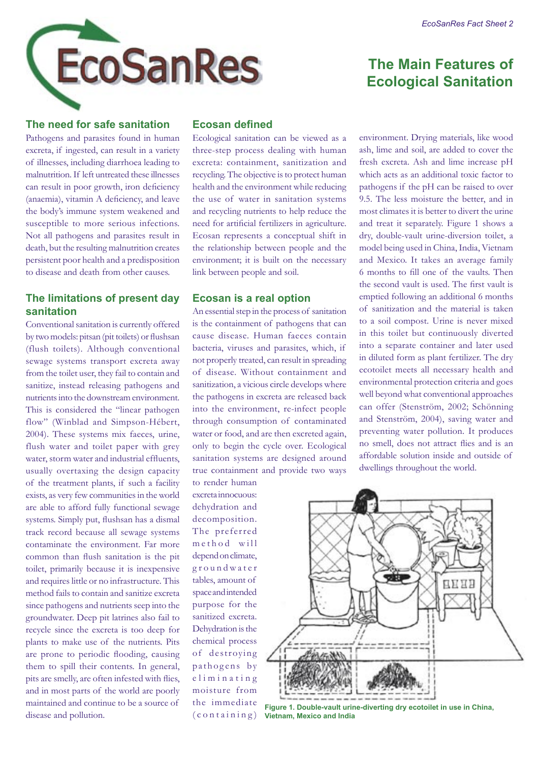# The Main Features of Ecological Sanitation

## The need for safe sanitation

Pathogens and parasites found in human excreta, if ingested, can result in a variety of illnesses, including diarrhoea leading to malnutrition. If left untreated these illnesses can result in poor growth, iron deficiency (anaemia), vitamin A deficiency, and leave the body's immune system weakened and susceptible to more serious infections. Not all pathogens and parasites result in death, but the resulting malnutrition creates persistent poor health and a predisposition to disease and death from other causes.

## The limitations of present day sanitation

Conventional sanitation is currently offered by two models: pitsan (pit toilets) or flushsan (flush toilets). Although conventional sewage systems transport excreta away from the toilet user, they fail to contain and sanitize, instead releasing pathogens and nutrients into the downstream environment. This is considered the "linear pathogen flow" (Winblad and Simpson-Hébert, 2004). These systems mix faeces, urine, flush water and toilet paper with grey water, storm water and industrial effluents, usually overtaxing the design capacity of the treatment plants, if such a facility exists, as very few communities in the world are able to afford fully functional sewage systems. Simply put, flushsan has a dismal track record because all sewage systems contaminate the environment. Far more common than flush sanitation is the pit toilet, primarily because it is inexpensive and requires little or no infrastructure. This method fails to contain and sanitize excreta since pathogens and nutrients seep into the groundwater. Deep pit latrines also fail to recycle since the excreta is too deep for plants to make use of the nutrients. Pits are prone to periodic flooding, causing them to spill their contents. In general, pits are smelly, are often infested with flies, and in most parts of the world are poorly maintained and continue to be a source of disease and pollution.

## Ecosan defined

Ecological sanitation can be viewed as a three-step process dealing with human excreta: containment, sanitization and recycling. The objective is to protect human health and the environment while reducing the use of water in sanitation systems and recycling nutrients to help reduce the need for artificial fertilizers in agriculture. Ecosan represents a conceptual shift in the relationship between people and the environment; it is built on the necessary link between people and soil.

## Ecosan is a real option

An essential step in the process of sanitation is the containment of pathogens that can cause disease. Human faeces contain bacteria, viruses and parasites, which, if not properly treated, can result in spreading of disease. Without containment and sanitization, a vicious circle develops where the pathogens in excreta are released back into the environment, re-infect people through consumption of contaminated water or food, and are then excreted again, only to begin the cycle over. Ecological sanitation systems are designed around true containment and provide two ways to render human excreta innocuous: dehydration and decomposition. The preferred method will depend on climate, groundwater tables, amount of space and intended purpose for the sanitized excreta. Dehydration is the chemical process of destroying pathogens by eliminating moisture from the immediate (containing) environment. Drying materials, like wood ash, lime and soil, are added to cover the fresh excreta. Ash and lime increase pH which acts as an additional toxic factor to pathogens if the pH can be raised to over 9.5. The less moisture the better, and in most climates it is better to divert the urine and treat it separately. Figure 1 shows a dry, double-vault urine-diversion toilet, a model being used in China, India, Vietnam and Mexico. It takes an average family 6 months to fill one of the vaults. Then the second vault is used. The first vault is emptied following an additional 6 months of sanitization and the material is taken to a soil compost. Urine is never mixed in this toilet but continuously diverted into a separate container and later used in diluted form as plant fertilizer. The dry ecotoilet meets all necessary health and environmental protection criteria and goes well beyond what conventional approaches can offer (Stenström, 2002; Schönning and Stenström, 2004), saving water and preventing water pollution. It produces no smell, does not attract flies and is an affordable solution inside and outside of dwellings throughout the world.

**Figure 1. Double-vault urine-diverting dry ecotoilet in use in China, Vietnam, Mexico and India**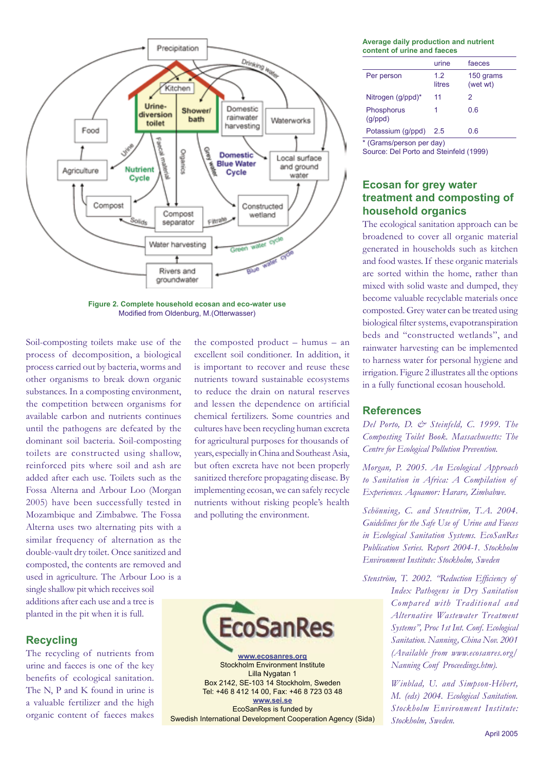Precipitation

Drinking water

Kitchen

Urine-diversion toilet

Shower/bath

Domestic rainwater harvesting

Waterworks

Food

Urine

Faecal material

Organics

Grey water

Domestic Blue Water Cycle

Local surface and ground water

Agriculture

Nutrient Cycle

Compost

Solids

Compost separator

Filtrate

Constructed wetland

Water harvesting

Green water cycle

Rivers and groundwater

Blue water cycle

**Figure 2. Complete household ecosan and eco-water use**
Modified from Oldenburg, M.(Otterwasser)

Soil-composting toilets make use of the process of decomposition, a biological process carried out by bacteria, worms and other organisms to break down organic substances. In a composting environment, the competition between organisms for available carbon and nutrients continues until the pathogens are defeated by the dominant soil bacteria. Soil-composting toilets are constructed using shallow, reinforced pits where soil and ash are added after each use. Toilets such as the Fossa Alterna and Arbour Loo (Morgan 2005) have been successfully tested in Mozambique and Zimbabwe. The Fossa Alterna uses two alternating pits with a similar frequency of alternation as the double-vault dry toilet. Once sanitized and composted, the contents are removed and used in agriculture. The Arbour Loo is a single shallow pit which receives soil additions after each use and a tree is planted in the pit when it is full.

## Recycling

The recycling of nutrients from urine and faeces is one of the key benefits of ecological sanitation. The N, P and K found in urine is a valuable fertilizer and the high organic content of faeces makes the composted product – humus – an excellent soil conditioner. In addition, it is important to recover and reuse these nutrients toward sustainable ecosystems to reduce the dependence on natural reserves and lessen the dependence on artificial chemical fertilizers. Some countries and cultures have been recycling human excreta for agricultural purposes for thousands of years, especially in China and Southeast Asia, but often excreta have not been properly sanitized therefore propagating disease. By implementing ecosan, we can safely recycle nutrients without risking people's health and polluting the environment.

**Average daily production and nutrient content of urine and faeces**

| | urine | faeces |
|---|---|---|
| Per person | 1.2 litres | 150 grams (wet wt) |
| Nitrogen (g/ppd)* | 11 | 2 |
| Phosphorus (g/ppd) | 1 | 0.6 |
| Potassium (g/ppd) | 2.5 | 0.6 |

\* (Grams/person per day)
Source: Del Porto and Steinfeld (1999)

## Ecosan for grey water treatment and composting of household organics

The ecological sanitation approach can be broadened to cover all organic material generated in households such as kitchen and food wastes. If these organic materials are sorted within the home, rather than mixed with solid waste and dumped, they become valuable recyclable materials once composted. Grey water can be treated using biological filter systems, evapotranspiration beds and "constructed wetlands", and rainwater harvesting can be implemented to harness water for personal hygiene and irrigation. Figure 2 illustrates all the options in a fully functional ecosan household.

## References

*Del Porto, D. & Steinfeld, C. 1999. The Composting Toilet Book. Massachusetts: The Centre for Ecological Pollution Prevention.*

*Morgan, P. 2005. An Ecological Approach to Sanitation in Africa: A Compilation of Experiences. Aquamor: Harare, Zimbabwe.*

*Schönning, C. and Stenström, T.A. 2004. Guidelines for the Safe Use of Urine and Faeces in Ecological Sanitation Systems. EcoSanRes Publication Series. Report 2004-1. Stockholm Environment Institute: Stockholm, Sweden*

*Stenström, T. 2002. "Reduction Efficiency of Index Pathogens in Dry Sanitation Compared with Traditional and Alternative Wastewater Treatment Systems", Proc 1st Int. Conf. Ecological Sanitation. Nanning, China Nov. 2001 (Available from www.ecosanres.org/Nanning Conf Proceedings.htm).*

*Winblad, U. and Simpson-Hébert, M. (eds) 2004. Ecological Sanitation. Stockholm Environment Institute: Stockholm, Sweden.*

EcoSanRes

www.ecosanres.org
Stockholm Environment Institute
Lilla Nygatan 1
Box 2142, SE-103 14 Stockholm, Sweden
Tel: +46 8 412 14 00, Fax: +46 8 723 03 48
www.sei.se
EcoSanRes is funded by
Swedish International Development Cooperation Agency (Sida)

April 2005